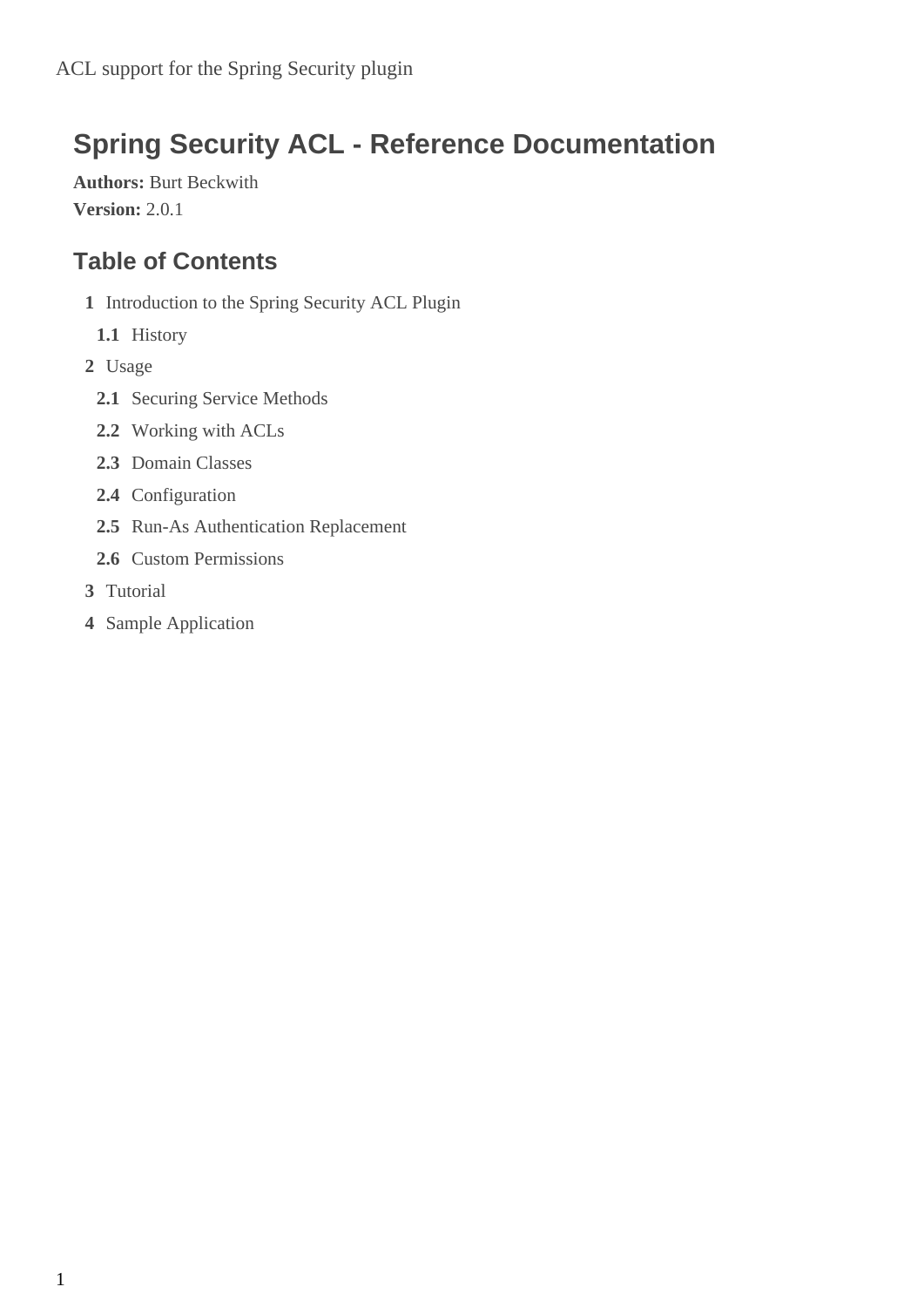ACL support for the Spring Security plugin

# Spring Security ACL - Reference Documentation

**Authors:** Burt Beckwith

**Version:** 2.0.1

## Table of Contents

- **1** Introduction to the Spring Security ACL Plugin
  - **1.1** History
- **2** Usage
  - **2.1** Securing Service Methods
  - **2.2** Working with ACLs
  - **2.3** Domain Classes
  - **2.4** Configuration
  - **2.5** Run-As Authentication Replacement
  - **2.6** Custom Permissions
- **3** Tutorial
- **4** Sample Application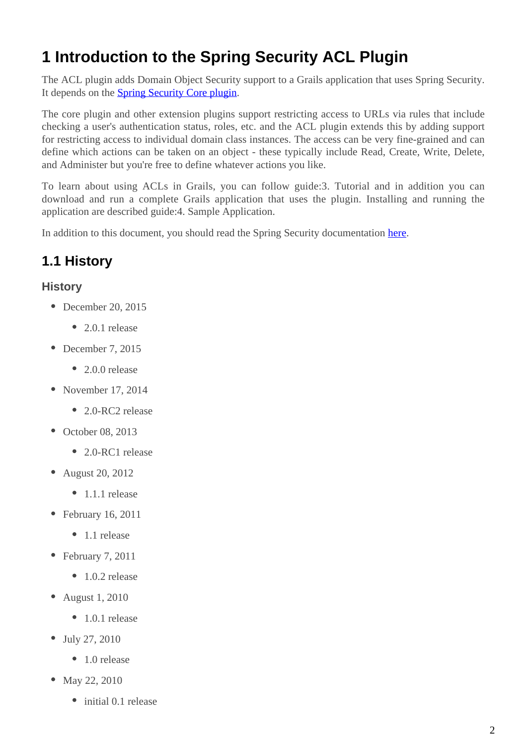# 1 Introduction to the Spring Security ACL Plugin

The ACL plugin adds Domain Object Security support to a Grails application that uses Spring Security. It depends on the Spring Security Core plugin.

The core plugin and other extension plugins support restricting access to URLs via rules that include checking a user's authentication status, roles, etc. and the ACL plugin extends this by adding support for restricting access to individual domain class instances. The access can be very fine-grained and can define which actions can be taken on an object - these typically include Read, Create, Write, Delete, and Administer but you're free to define whatever actions you like.

To learn about using ACLs in Grails, you can follow guide:3. Tutorial and in addition you can download and run a complete Grails application that uses the plugin. Installing and running the application are described guide:4. Sample Application.

In addition to this document, you should read the Spring Security documentation here.

## 1.1 History

### History

- December 20, 2015
  - 2.0.1 release
- December 7, 2015
  - 2.0.0 release
- November 17, 2014
  - 2.0-RC2 release
- October 08, 2013
  - 2.0-RC1 release
- August 20, 2012
  - 1.1.1 release
- February 16, 2011
  - 1.1 release
- February 7, 2011
  - 1.0.2 release
- August 1, 2010
  - 1.0.1 release
- July 27, 2010
  - 1.0 release
- May 22, 2010
  - initial 0.1 release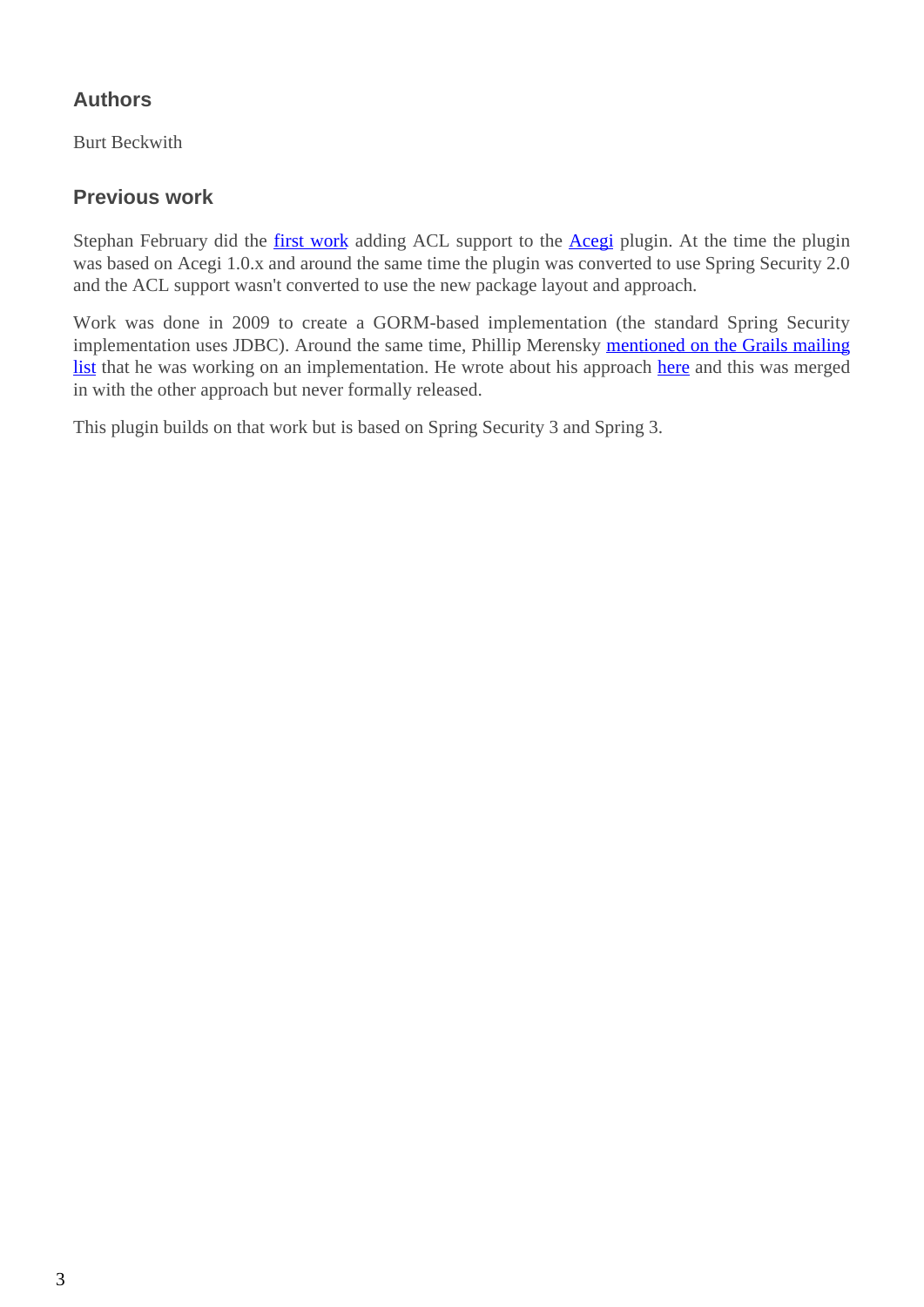## Authors

Burt Beckwith

## Previous work

Stephan February did the first work adding ACL support to the Acegi plugin. At the time the plugin was based on Acegi 1.0.x and around the same time the plugin was converted to use Spring Security 2.0 and the ACL support wasn't converted to use the new package layout and approach.

Work was done in 2009 to create a GORM-based implementation (the standard Spring Security implementation uses JDBC). Around the same time, Phillip Merensky mentioned on the Grails mailing list that he was working on an implementation. He wrote about his approach here and this was merged in with the other approach but never formally released.

This plugin builds on that work but is based on Spring Security 3 and Spring 3.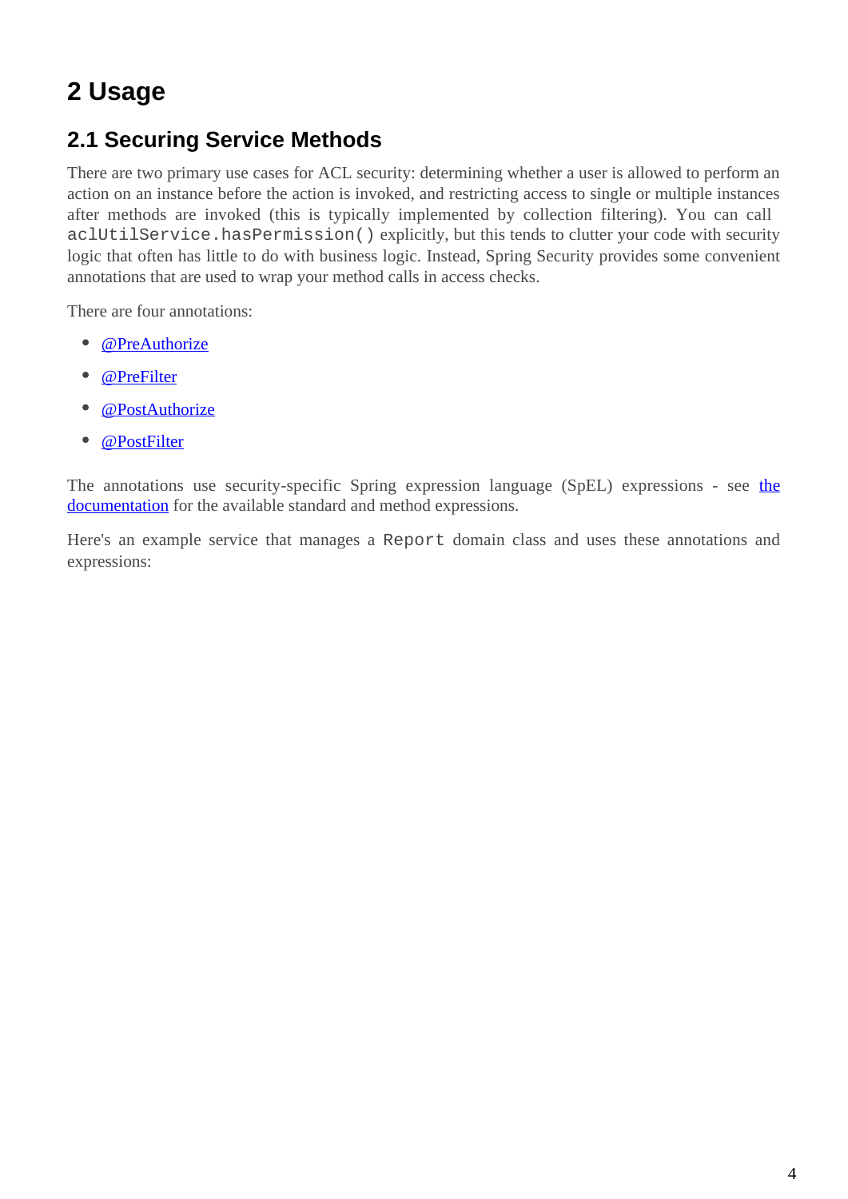# 2 Usage

## 2.1 Securing Service Methods

There are two primary use cases for ACL security: determining whether a user is allowed to perform an action on an instance before the action is invoked, and restricting access to single or multiple instances after methods are invoked (this is typically implemented by collection filtering). You can call `aclUtilService.hasPermission()` explicitly, but this tends to clutter your code with security logic that often has little to do with business logic. Instead, Spring Security provides some convenient annotations that are used to wrap your method calls in access checks.

There are four annotations:

- @PreAuthorize
- @PreFilter
- @PostAuthorize
- @PostFilter

The annotations use security-specific Spring expression language (SpEL) expressions - see the documentation for the available standard and method expressions.

Here's an example service that manages a `Report` domain class and uses these annotations and expressions: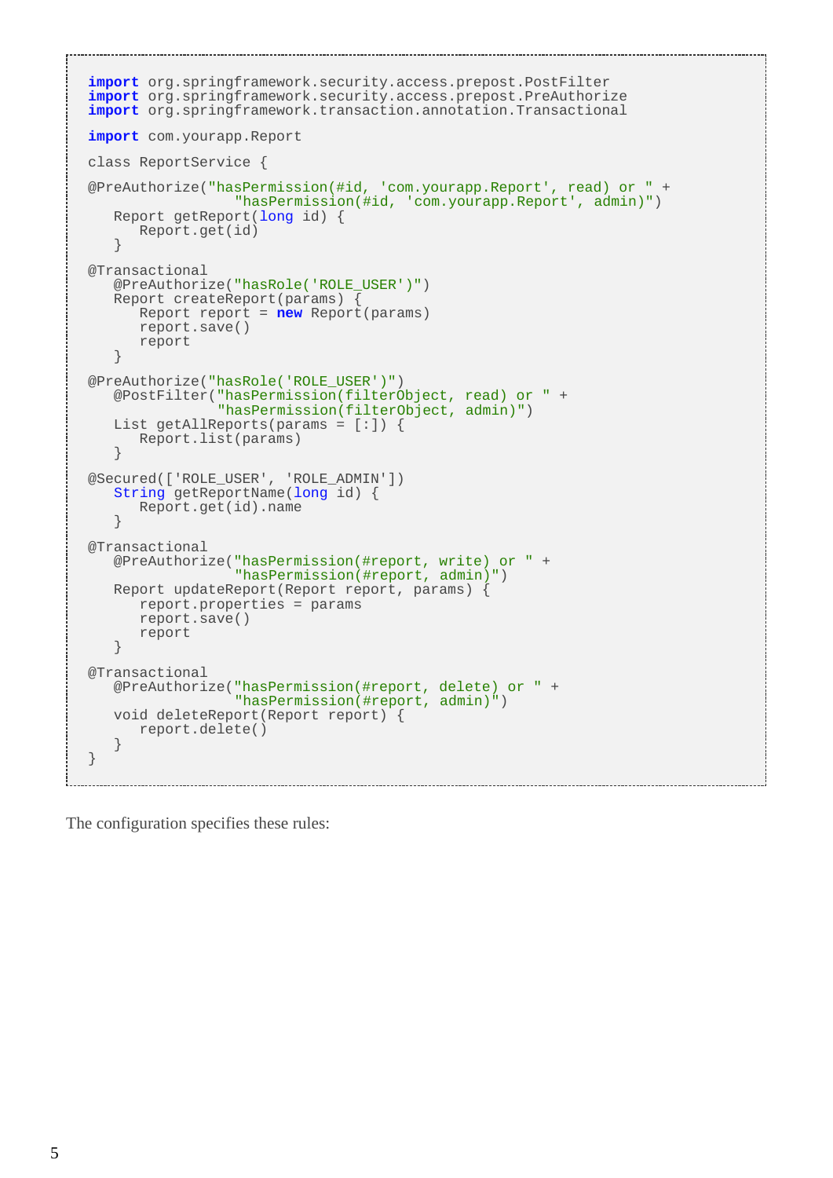```
import org.springframework.security.access.prepost.PostFilter
import org.springframework.security.access.prepost.PreAuthorize
import org.springframework.transaction.annotation.Transactional

import com.yourapp.Report

class ReportService {

@PreAuthorize("hasPermission(#id, 'com.yourapp.Report', read) or " +
                 "hasPermission(#id, 'com.yourapp.Report', admin)")
   Report getReport(long id) {
      Report.get(id)
   }

@Transactional
   @PreAuthorize("hasRole('ROLE_USER')")
   Report createReport(params) {
      Report report = new Report(params)
      report.save()
      report
   }

@PreAuthorize("hasRole('ROLE_USER')")
   @PostFilter("hasPermission(filterObject, read) or " +
               "hasPermission(filterObject, admin)")
   List getAllReports(params = [:]) {
      Report.list(params)
   }

@Secured(['ROLE_USER', 'ROLE_ADMIN'])
   String getReportName(long id) {
      Report.get(id).name
   }

@Transactional
   @PreAuthorize("hasPermission(#report, write) or " +
                 "hasPermission(#report, admin)")
   Report updateReport(Report report, params) {
      report.properties = params
      report.save()
      report
   }

@Transactional
   @PreAuthorize("hasPermission(#report, delete) or " +
                 "hasPermission(#report, admin)")
   void deleteReport(Report report) {
      report.delete()
   }
}
```

The configuration specifies these rules: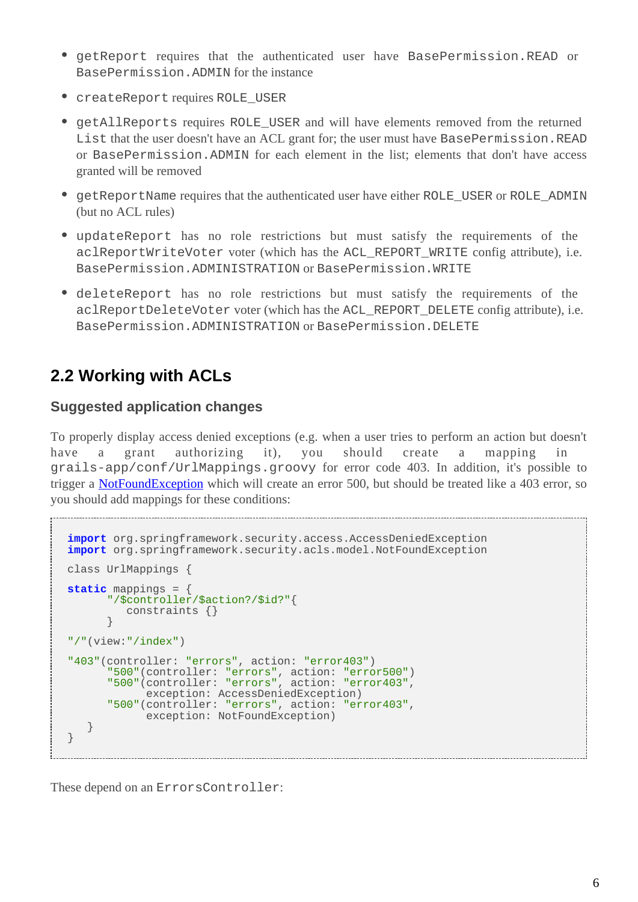- `getReport` requires that the authenticated user have `BasePermission.READ` or `BasePermission.ADMIN` for the instance
- `createReport` requires `ROLE_USER`
- `getAllReports` requires `ROLE_USER` and will have elements removed from the returned `List` that the user doesn't have an ACL grant for; the user must have `BasePermission.READ` or `BasePermission.ADMIN` for each element in the list; elements that don't have access granted will be removed
- `getReportName` requires that the authenticated user have either `ROLE_USER` or `ROLE_ADMIN` (but no ACL rules)
- `updateReport` has no role restrictions but must satisfy the requirements of the `aclReportWriteVoter` voter (which has the `ACL_REPORT_WRITE` config attribute), i.e. `BasePermission.ADMINISTRATION` or `BasePermission.WRITE`
- `deleteReport` has no role restrictions but must satisfy the requirements of the `aclReportDeleteVoter` voter (which has the `ACL_REPORT_DELETE` config attribute), i.e. `BasePermission.ADMINISTRATION` or `BasePermission.DELETE`

## 2.2 Working with ACLs

### Suggested application changes

To properly display access denied exceptions (e.g. when a user tries to perform an action but doesn't have a grant authorizing it), you should create a mapping in `grails-app/conf/UrlMappings.groovy` for error code 403. In addition, it's possible to trigger a NotFoundException which will create an error 500, but should be treated like a 403 error, so you should add mappings for these conditions:

```
import org.springframework.security.access.AccessDeniedException
import org.springframework.security.acls.model.NotFoundException

class UrlMappings {

static mappings = {
      "/$controller/$action?/$id?"{
         constraints {}
      }

"/"(view:"/index")

"403"(controller: "errors", action: "error403")
      "500"(controller: "errors", action: "error500")
      "500"(controller: "errors", action: "error403",
            exception: AccessDeniedException)
      "500"(controller: "errors", action: "error403",
            exception: NotFoundException)
   }
}
```

These depend on an `ErrorsController`: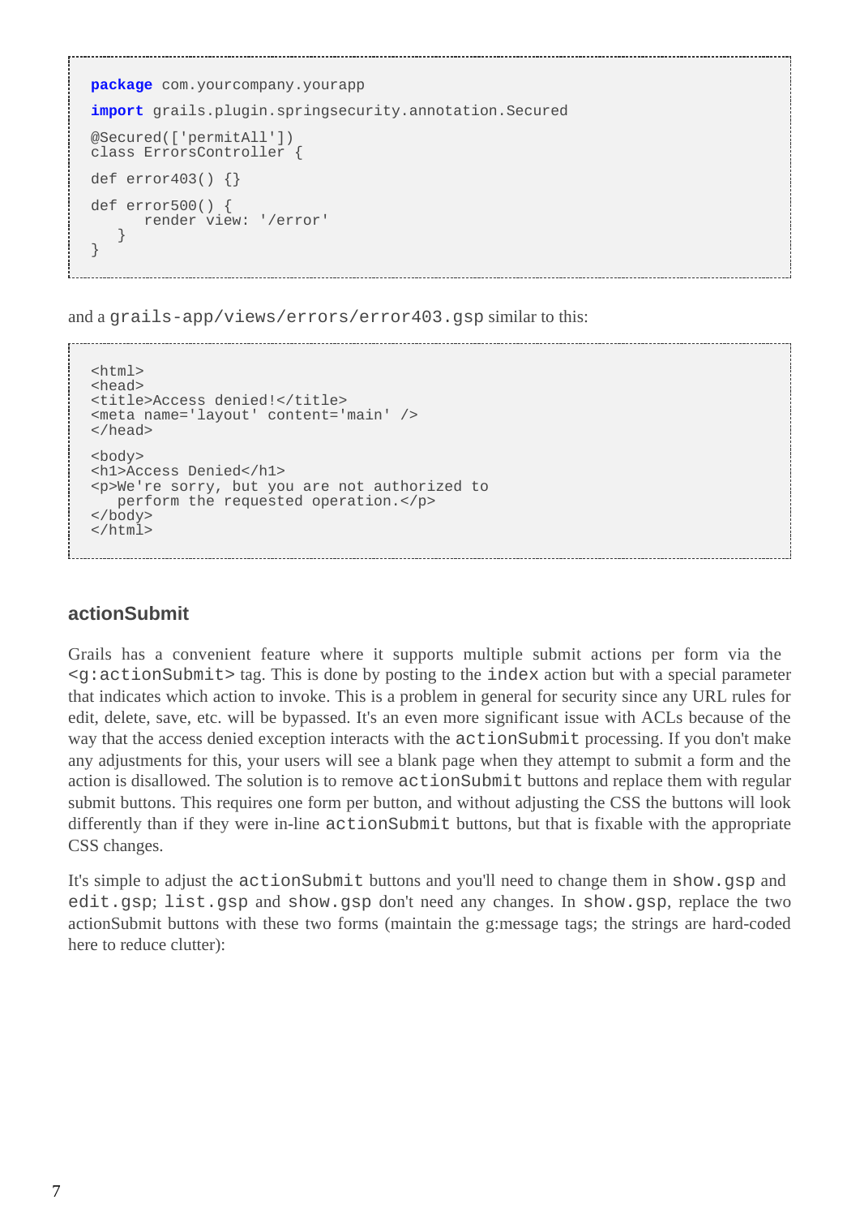```
package com.yourcompany.yourapp

import grails.plugin.springsecurity.annotation.Secured

@Secured(['permitAll'])
class ErrorsController {

def error403() {}

def error500() {
      render view: '/error'
   }
}
```

and a `grails-app/views/errors/error403.gsp` similar to this:

```
<html>
<head>
<title>Access denied!</title>
<meta name='layout' content='main' />
</head>

<body>
<h1>Access Denied</h1>
<p>We're sorry, but you are not authorized to
   perform the requested operation.</p>
</body>
</html>
```

### actionSubmit

Grails has a convenient feature where it supports multiple submit actions per form via the `<g:actionSubmit>` tag. This is done by posting to the `index` action but with a special parameter that indicates which action to invoke. This is a problem in general for security since any URL rules for edit, delete, save, etc. will be bypassed. It's an even more significant issue with ACLs because of the way that the access denied exception interacts with the `actionSubmit` processing. If you don't make any adjustments for this, your users will see a blank page when they attempt to submit a form and the action is disallowed. The solution is to remove `actionSubmit` buttons and replace them with regular submit buttons. This requires one form per button, and without adjusting the CSS the buttons will look differently than if they were in-line `actionSubmit` buttons, but that is fixable with the appropriate CSS changes.

It's simple to adjust the `actionSubmit` buttons and you'll need to change them in `show.gsp` and `edit.gsp`; `list.gsp` and `show.gsp` don't need any changes. In `show.gsp`, replace the two actionSubmit buttons with these two forms (maintain the g:message tags; the strings are hard-coded here to reduce clutter):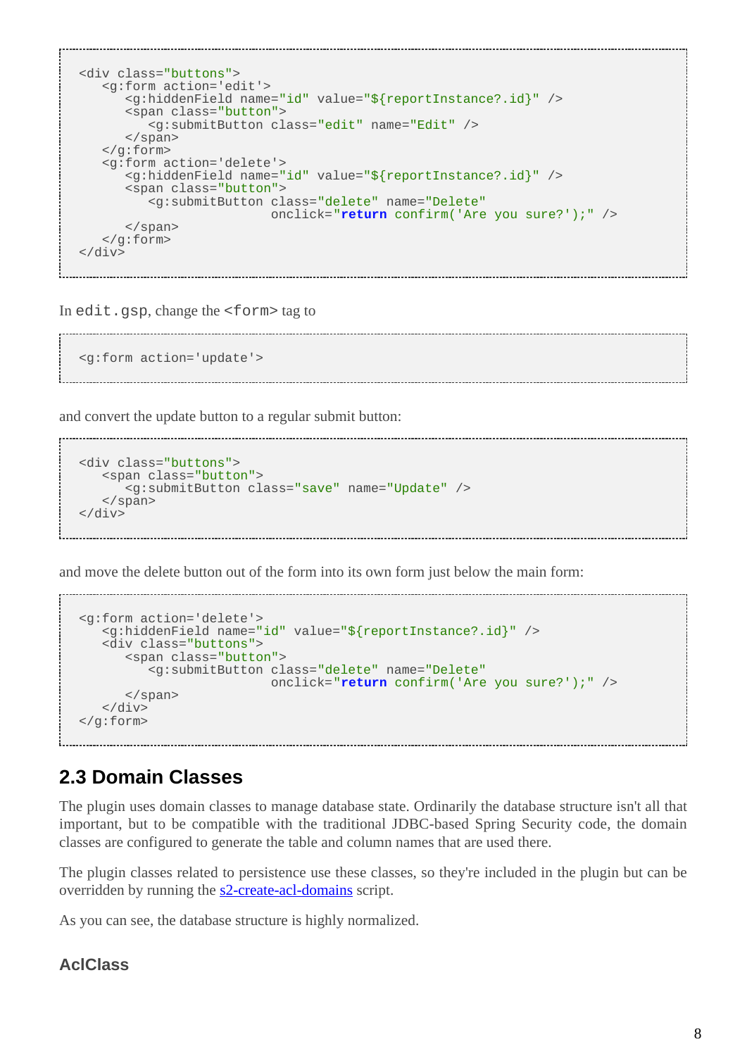```
<div class="buttons">
   <g:form action='edit'>
      <g:hiddenField name="id" value="${reportInstance?.id}" />
      <span class="button">
         <g:submitButton class="edit" name="Edit" />
      </span>
   </g:form>
   <g:form action='delete'>
      <g:hiddenField name="id" value="${reportInstance?.id}" />
      <span class="button">
         <g:submitButton class="delete" name="Delete"
                         onclick="return confirm('Are you sure?');" />
      </span>
   </g:form>
</div>
```

In `edit.gsp`, change the `<form>` tag to

```
<g:form action='update'>
```

and convert the update button to a regular submit button:

```
<div class="buttons">
   <span class="button">
      <g:submitButton class="save" name="Update" />
   </span>
</div>
```

and move the delete button out of the form into its own form just below the main form:

```
<g:form action='delete'>
   <g:hiddenField name="id" value="${reportInstance?.id}" />
   <div class="buttons">
      <span class="button">
         <g:submitButton class="delete" name="Delete"
                         onclick="return confirm('Are you sure?');" />
      </span>
   </div>
</g:form>
```

## 2.3 Domain Classes

The plugin uses domain classes to manage database state. Ordinarily the database structure isn't all that important, but to be compatible with the traditional JDBC-based Spring Security code, the domain classes are configured to generate the table and column names that are used there.

The plugin classes related to persistence use these classes, so they're included in the plugin but can be overridden by running the s2-create-acl-domains script.

As you can see, the database structure is highly normalized.

### AclClass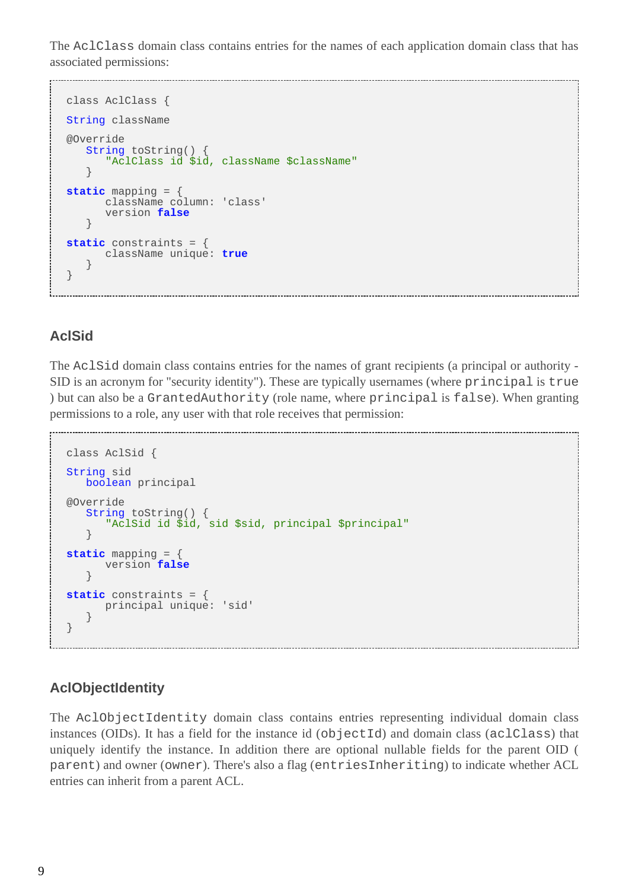The `AclClass` domain class contains entries for the names of each application domain class that has associated permissions:

```
class AclClass {

String className

@Override
   String toString() {
      "AclClass id $id, className $className"
   }

static mapping = {
      className column: 'class'
      version false
   }

static constraints = {
      className unique: true
   }
}
```

## AclSid

The `AclSid` domain class contains entries for the names of grant recipients (a principal or authority - SID is an acronym for "security identity"). These are typically usernames (where `principal` is `true` ) but can also be a `GrantedAuthority` (role name, where `principal` is `false`). When granting permissions to a role, any user with that role receives that permission:

```
class AclSid {

String sid
   boolean principal

@Override
   String toString() {
      "AclSid id $id, sid $sid, principal $principal"
   }

static mapping = {
      version false
   }

static constraints = {
      principal unique: 'sid'
   }
}
```

## AclObjectIdentity

The `AclObjectIdentity` domain class contains entries representing individual domain class instances (OIDs). It has a field for the instance id (`objectId`) and domain class (`aclClass`) that uniquely identify the instance. In addition there are optional nullable fields for the parent OID ( `parent`) and owner (`owner`). There's also a flag (`entriesInheriting`) to indicate whether ACL entries can inherit from a parent ACL.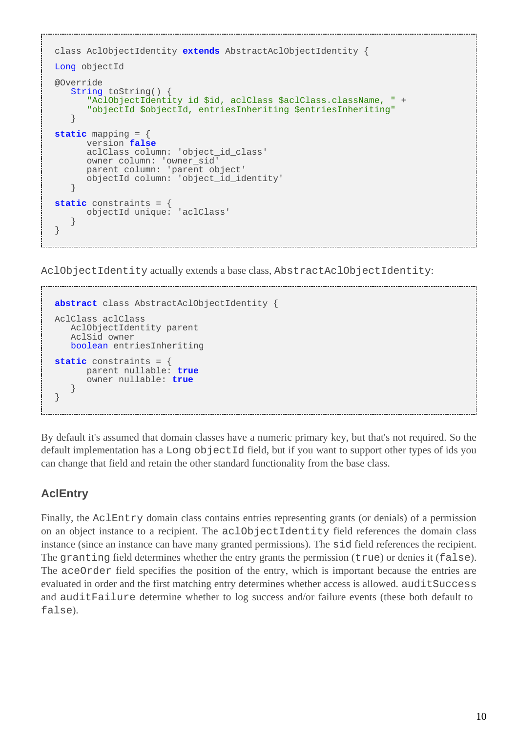```groovy
class AclObjectIdentity extends AbstractAclObjectIdentity {

   Long objectId

   @Override
   String toString() {
      "AclObjectIdentity id $id, aclClass $aclClass.className, " +
      "objectId $objectId, entriesInheriting $entriesInheriting"
   }

   static mapping = {
      version false
      aclClass column: 'object_id_class'
      owner column: 'owner_sid'
      parent column: 'parent_object'
      objectId column: 'object_id_identity'
   }

   static constraints = {
      objectId unique: 'aclClass'
   }
}
```

`AclObjectIdentity` actually extends a base class, `AbstractAclObjectIdentity`:

```groovy
abstract class AbstractAclObjectIdentity {

   AclClass aclClass
   AclObjectIdentity parent
   AclSid owner
   boolean entriesInheriting

   static constraints = {
      parent nullable: true
      owner nullable: true
   }
}
```

By default it's assumed that domain classes have a numeric primary key, but that's not required. So the default implementation has a `Long objectId` field, but if you want to support other types of ids you can change that field and retain the other standard functionality from the base class.

### AclEntry

Finally, the `AclEntry` domain class contains entries representing grants (or denials) of a permission on an object instance to a recipient. The `aclObjectIdentity` field references the domain class instance (since an instance can have many granted permissions). The `sid` field references the recipient. The `granting` field determines whether the entry grants the permission (`true`) or denies it (`false`). The `aceOrder` field specifies the position of the entry, which is important because the entries are evaluated in order and the first matching entry determines whether access is allowed. `auditSuccess` and `auditFailure` determine whether to log success and/or failure events (these both default to `false`).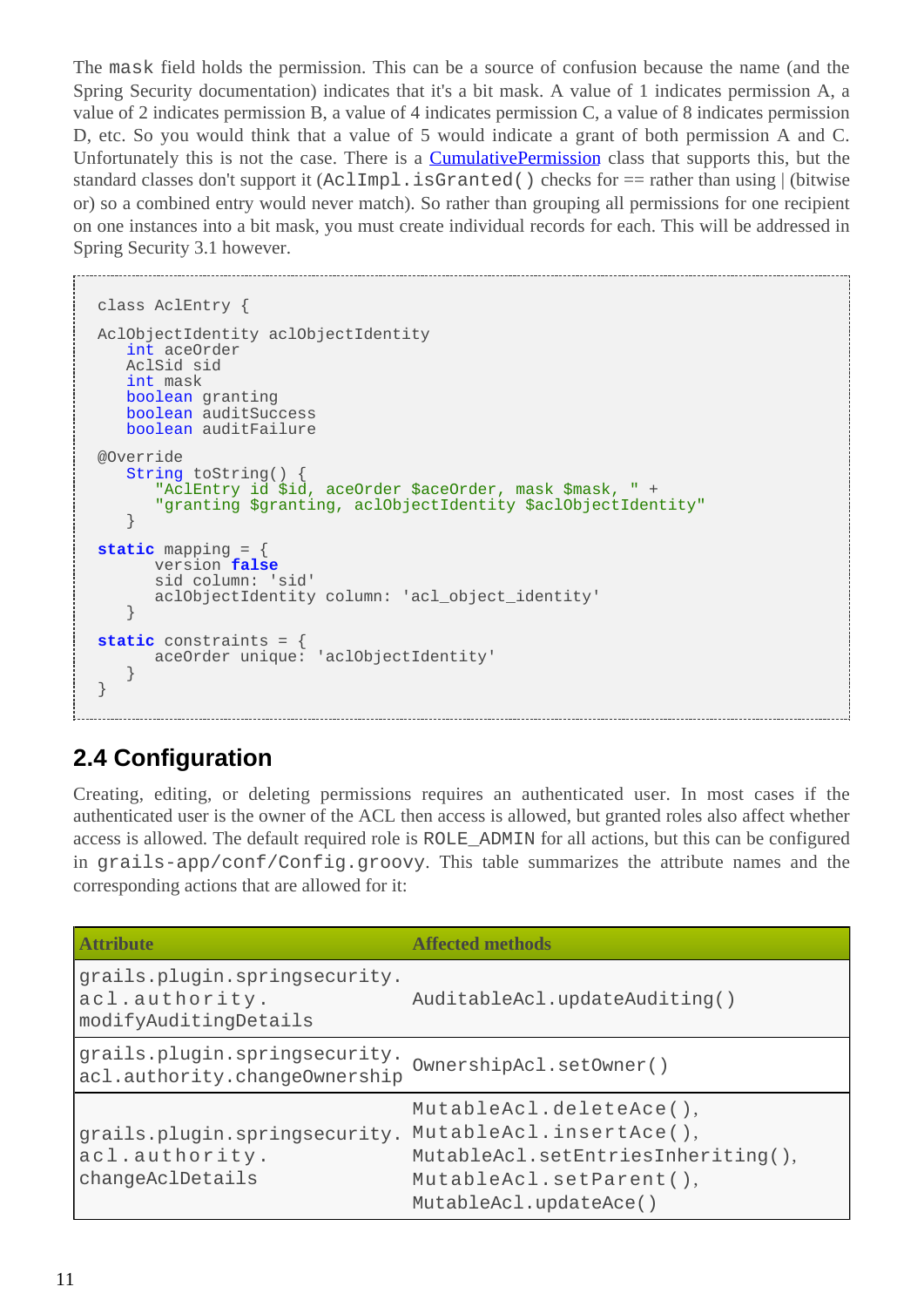The `mask` field holds the permission. This can be a source of confusion because the name (and the Spring Security documentation) indicates that it's a bit mask. A value of 1 indicates permission A, a value of 2 indicates permission B, a value of 4 indicates permission C, a value of 8 indicates permission D, etc. So you would think that a value of 5 would indicate a grant of both permission A and C. Unfortunately this is not the case. There is a [CumulativePermission]() class that supports this, but the standard classes don't support it (`AclImpl.isGranted()` checks for == rather than using | (bitwise or) so a combined entry would never match). So rather than grouping all permissions for one recipient on one instances into a bit mask, you must create individual records for each. This will be addressed in Spring Security 3.1 however.

```
class AclEntry {

AclObjectIdentity aclObjectIdentity
   int aceOrder
   AclSid sid
   int mask
   boolean granting
   boolean auditSuccess
   boolean auditFailure

@Override
   String toString() {
      "AclEntry id $id, aceOrder $aceOrder, mask $mask, " +
      "granting $granting, aclObjectIdentity $aclObjectIdentity"
   }

static mapping = {
      version false
      sid column: 'sid'
      aclObjectIdentity column: 'acl_object_identity'
   }

static constraints = {
      aceOrder unique: 'aclObjectIdentity'
   }
}
```

## 2.4 Configuration

Creating, editing, or deleting permissions requires an authenticated user. In most cases if the authenticated user is the owner of the ACL then access is allowed, but granted roles also affect whether access is allowed. The default required role is `ROLE_ADMIN` for all actions, but this can be configured in `grails-app/conf/Config.groovy`. This table summarizes the attribute names and the corresponding actions that are allowed for it:

| Attribute | Affected methods |
|---|---|
| `grails.plugin.springsecurity.acl.authority.modifyAuditingDetails` | `AuditableAcl.updateAuditing()` |
| `grails.plugin.springsecurity.acl.authority.changeOwnership` | `OwnershipAcl.setOwner()` |
| `grails.plugin.springsecurity.acl.authority.changeAclDetails` | `MutableAcl.deleteAce()`, `MutableAcl.insertAce()`, `MutableAcl.setEntriesInheriting()`, `MutableAcl.setParent()`, `MutableAcl.updateAce()` |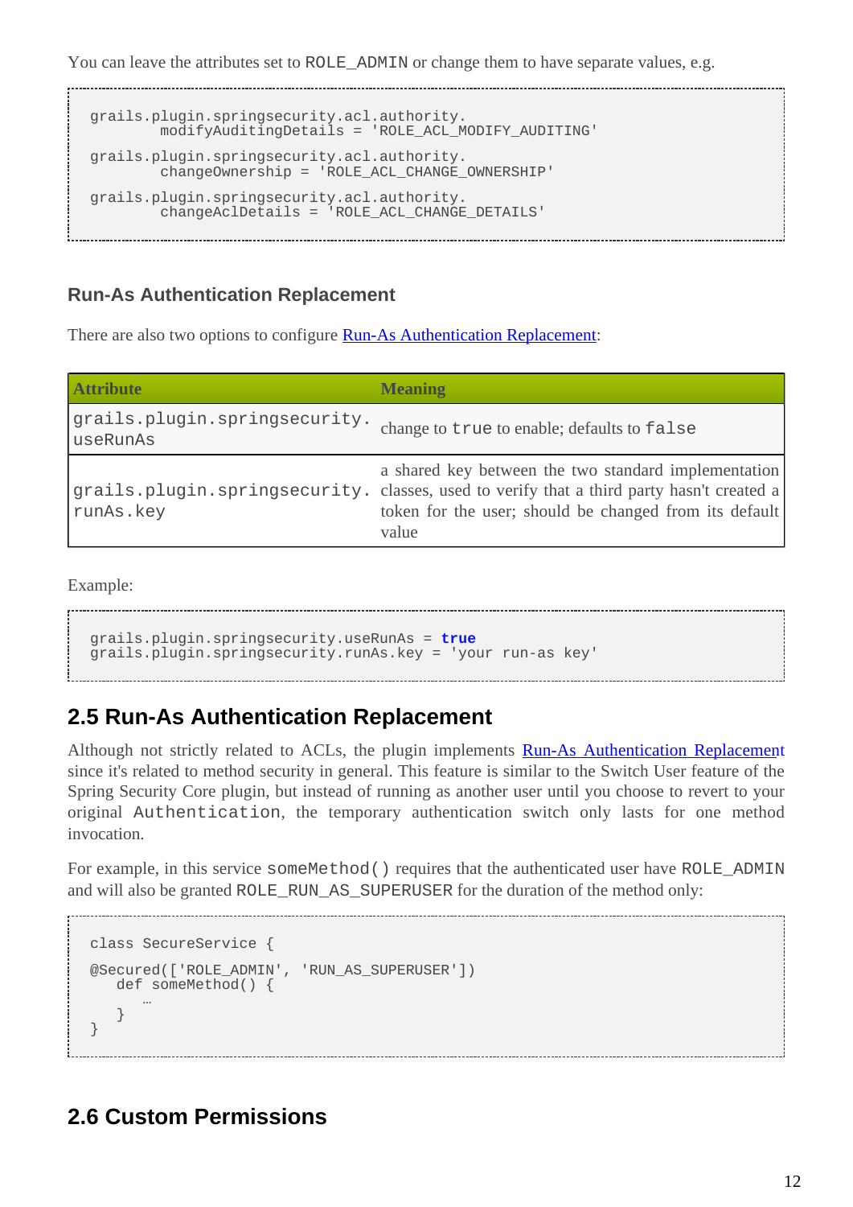You can leave the attributes set to `ROLE_ADMIN` or change them to have separate values, e.g.

```
grails.plugin.springsecurity.acl.authority.
        modifyAuditingDetails = 'ROLE_ACL_MODIFY_AUDITING'
grails.plugin.springsecurity.acl.authority.
        changeOwnership = 'ROLE_ACL_CHANGE_OWNERSHIP'
grails.plugin.springsecurity.acl.authority.
        changeAclDetails = 'ROLE_ACL_CHANGE_DETAILS'
```

### Run-As Authentication Replacement

There are also two options to configure Run-As Authentication Replacement:

| Attribute | Meaning |
| --- | --- |
| `grails.plugin.springsecurity.useRunAs` | change to `true` to enable; defaults to `false` |
| `grails.plugin.springsecurity.runAs.key` | a shared key between the two standard implementation classes, used to verify that a third party hasn't created a token for the user; should be changed from its default value |

Example:

```
grails.plugin.springsecurity.useRunAs = true
grails.plugin.springsecurity.runAs.key = 'your run-as key'
```

## 2.5 Run-As Authentication Replacement

Although not strictly related to ACLs, the plugin implements Run-As Authentication Replacement since it's related to method security in general. This feature is similar to the Switch User feature of the Spring Security Core plugin, but instead of running as another user until you choose to revert to your original `Authentication`, the temporary authentication switch only lasts for one method invocation.

For example, in this service `someMethod()` requires that the authenticated user have `ROLE_ADMIN` and will also be granted `ROLE_RUN_AS_SUPERUSER` for the duration of the method only:

```
class SecureService {

@Secured(['ROLE_ADMIN', 'RUN_AS_SUPERUSER'])
   def someMethod() {
      …
   }
}
```

## 2.6 Custom Permissions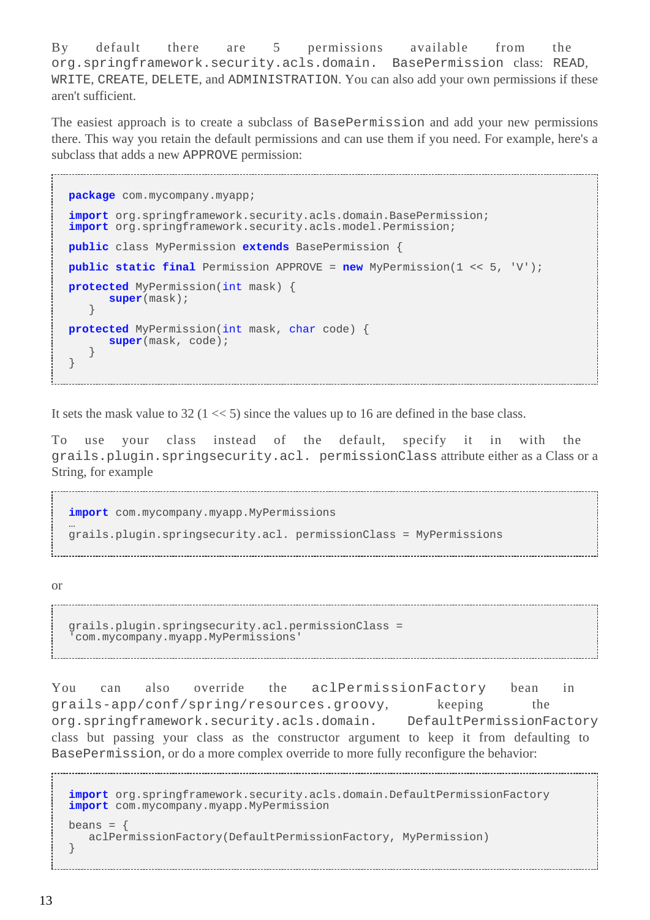By default there are 5 permissions available from the `org.springframework.security.acls.domain. BasePermission` class: `READ`, `WRITE`, `CREATE`, `DELETE`, and `ADMINISTRATION`. You can also add your own permissions if these aren't sufficient.

The easiest approach is to create a subclass of `BasePermission` and add your new permissions there. This way you retain the default permissions and can use them if you need. For example, here's a subclass that adds a new `APPROVE` permission:

```
package com.mycompany.myapp;

import org.springframework.security.acls.domain.BasePermission;
import org.springframework.security.acls.model.Permission;

public class MyPermission extends BasePermission {

public static final Permission APPROVE = new MyPermission(1 << 5, 'V');

protected MyPermission(int mask) {
      super(mask);
   }

protected MyPermission(int mask, char code) {
      super(mask, code);
   }
}
```

It sets the mask value to 32 (1 << 5) since the values up to 16 are defined in the base class.

To use your class instead of the default, specify it in with the `grails.plugin.springsecurity.acl. permissionClass` attribute either as a Class or a String, for example

```
import com.mycompany.myapp.MyPermissions
…
grails.plugin.springsecurity.acl. permissionClass = MyPermissions
```

or

```
grails.plugin.springsecurity.acl.permissionClass =
'com.mycompany.myapp.MyPermissions'
```

You can also override the `aclPermissionFactory` bean in `grails-app/conf/spring/resources.groovy`, keeping the `org.springframework.security.acls.domain. DefaultPermissionFactory` class but passing your class as the constructor argument to keep it from defaulting to `BasePermission`, or do a more complex override to more fully reconfigure the behavior:

```
import org.springframework.security.acls.domain.DefaultPermissionFactory
import com.mycompany.myapp.MyPermission

beans = {
   aclPermissionFactory(DefaultPermissionFactory, MyPermission)
}
```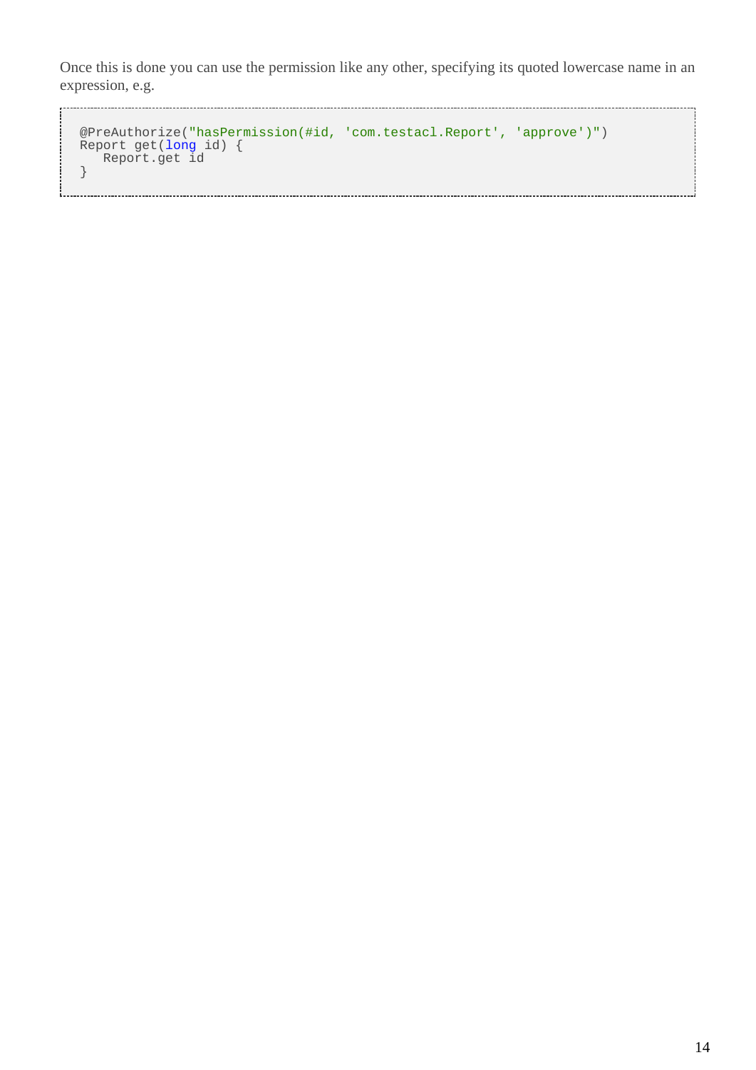Once this is done you can use the permission like any other, specifying its quoted lowercase name in an expression, e.g.

```
@PreAuthorize("hasPermission(#id, 'com.testacl.Report', 'approve')")
Report get(long id) {
   Report.get id
}
```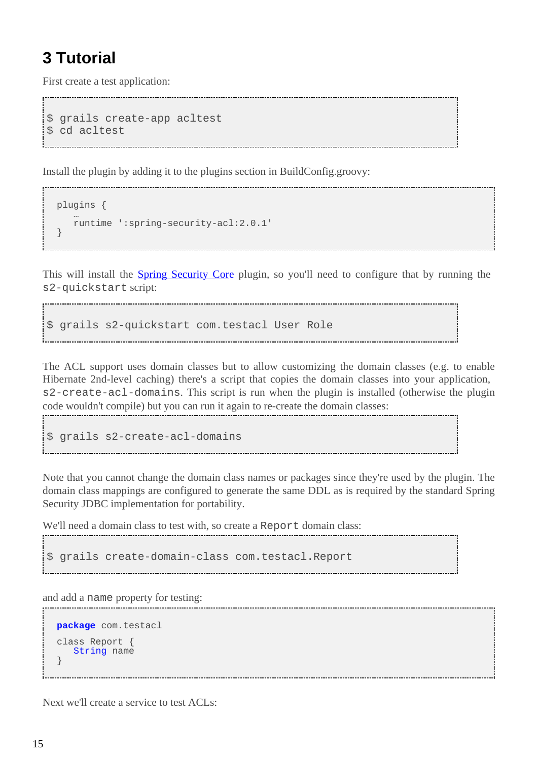# 3 Tutorial

First create a test application:

```
$ grails create-app acltest
$ cd acltest
```

Install the plugin by adding it to the plugins section in BuildConfig.groovy:

```
plugins {
   …
   runtime ':spring-security-acl:2.0.1'
}
```

This will install the [Spring Security Core](http://grails.org/plugin/spring-security-core) plugin, so you'll need to configure that by running the `s2-quickstart` script:

```
$ grails s2-quickstart com.testacl User Role
```

The ACL support uses domain classes but to allow customizing the domain classes (e.g. to enable Hibernate 2nd-level caching) there's a script that copies the domain classes into your application, `s2-create-acl-domains`. This script is run when the plugin is installed (otherwise the plugin code wouldn't compile) but you can run it again to re-create the domain classes:

```
$ grails s2-create-acl-domains
```

Note that you cannot change the domain class names or packages since they're used by the plugin. The domain class mappings are configured to generate the same DDL as is required by the standard Spring Security JDBC implementation for portability.

We'll need a domain class to test with, so create a `Report` domain class:

```
$ grails create-domain-class com.testacl.Report
```

and add a `name` property for testing:

```
package com.testacl

class Report {
   String name
}
```

Next we'll create a service to test ACLs: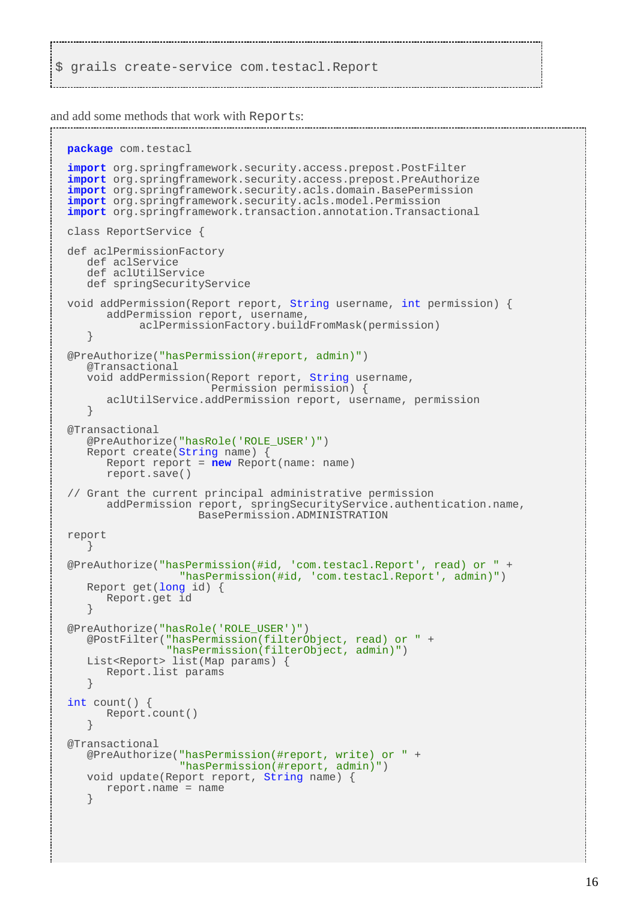```
$ grails create-service com.testacl.Report
```

and add some methods that work with `Report`s:

```
package com.testacl

import org.springframework.security.access.prepost.PostFilter
import org.springframework.security.access.prepost.PreAuthorize
import org.springframework.security.acls.domain.BasePermission
import org.springframework.security.acls.model.Permission
import org.springframework.transaction.annotation.Transactional

class ReportService {

def aclPermissionFactory
   def aclService
   def aclUtilService
   def springSecurityService

void addPermission(Report report, String username, int permission) {
      addPermission report, username,
            aclPermissionFactory.buildFromMask(permission)
   }

@PreAuthorize("hasPermission(#report, admin)")
   @Transactional
   void addPermission(Report report, String username,
                      Permission permission) {
      aclUtilService.addPermission report, username, permission
   }

@Transactional
   @PreAuthorize("hasRole('ROLE_USER')")
   Report create(String name) {
      Report report = new Report(name: name)
      report.save()

// Grant the current principal administrative permission
      addPermission report, springSecurityService.authentication.name,
                    BasePermission.ADMINISTRATION

report
   }

@PreAuthorize("hasPermission(#id, 'com.testacl.Report', read) or " +
                 "hasPermission(#id, 'com.testacl.Report', admin)")
   Report get(long id) {
      Report.get id
   }

@PreAuthorize("hasRole('ROLE_USER')")
   @PostFilter("hasPermission(filterObject, read) or " +
               "hasPermission(filterObject, admin)")
   List<Report> list(Map params) {
      Report.list params
   }

int count() {
      Report.count()
   }

@Transactional
   @PreAuthorize("hasPermission(#report, write) or " +
                 "hasPermission(#report, admin)")
   void update(Report report, String name) {
      report.name = name
   }
```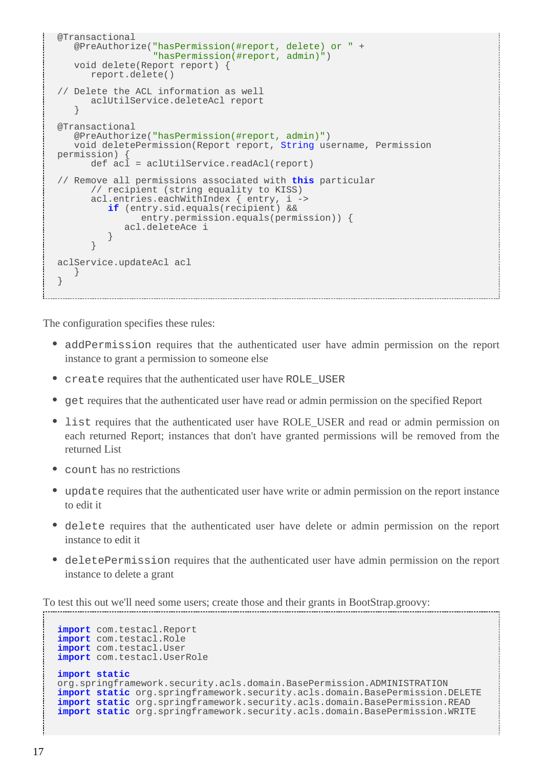```
@Transactional
   @PreAuthorize("hasPermission(#report, delete) or " +
                 "hasPermission(#report, admin)")
   void delete(Report report) {
      report.delete()

// Delete the ACL information as well
      aclUtilService.deleteAcl report
   }

@Transactional
   @PreAuthorize("hasPermission(#report, admin)")
   void deletePermission(Report report, String username, Permission
permission) {
      def acl = aclUtilService.readAcl(report)

// Remove all permissions associated with this particular
      // recipient (string equality to KISS)
      acl.entries.eachWithIndex { entry, i ->
         if (entry.sid.equals(recipient) &&
               entry.permission.equals(permission)) {
            acl.deleteAce i
         }
      }

aclService.updateAcl acl
   }
}
```

The configuration specifies these rules:

- `addPermission` requires that the authenticated user have admin permission on the report instance to grant a permission to someone else
- `create` requires that the authenticated user have `ROLE_USER`
- `get` requires that the authenticated user have read or admin permission on the specified Report
- `list` requires that the authenticated user have ROLE_USER and read or admin permission on each returned Report; instances that don't have granted permissions will be removed from the returned List
- `count` has no restrictions
- `update` requires that the authenticated user have write or admin permission on the report instance to edit it
- `delete` requires that the authenticated user have delete or admin permission on the report instance to edit it
- `deletePermission` requires that the authenticated user have admin permission on the report instance to delete a grant

To test this out we'll need some users; create those and their grants in BootStrap.groovy:

```
import com.testacl.Report
import com.testacl.Role
import com.testacl.User
import com.testacl.UserRole

import static
org.springframework.security.acls.domain.BasePermission.ADMINISTRATION
import static org.springframework.security.acls.domain.BasePermission.DELETE
import static org.springframework.security.acls.domain.BasePermission.READ
import static org.springframework.security.acls.domain.BasePermission.WRITE
```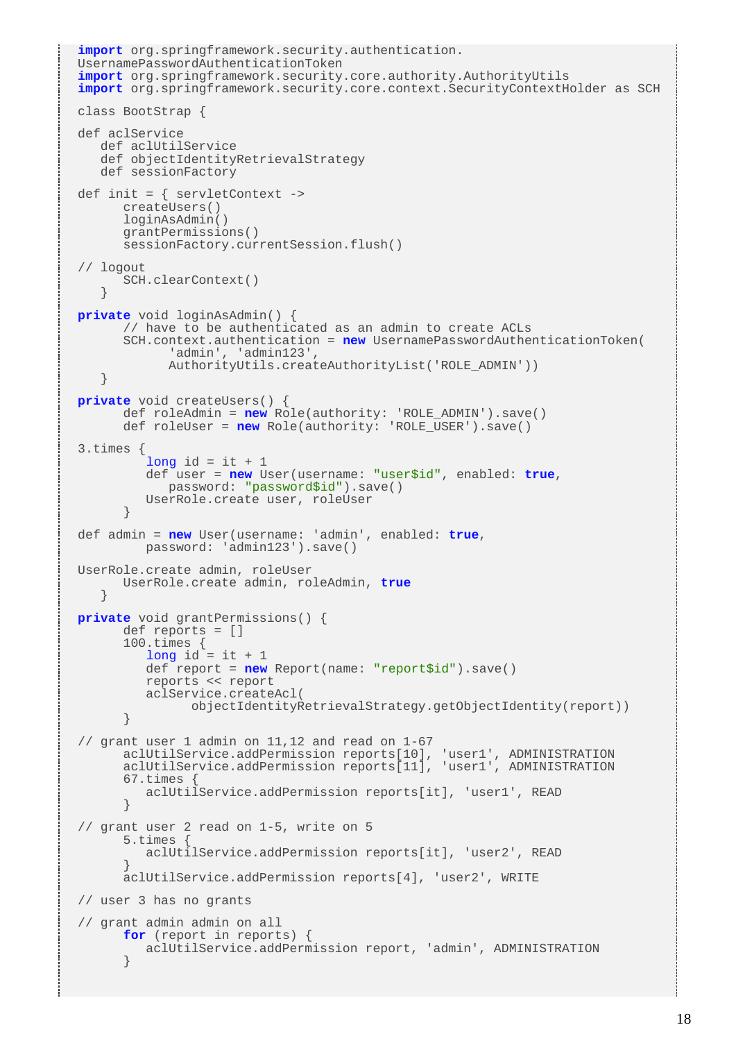```
import org.springframework.security.authentication.
UsernamePasswordAuthenticationToken
import org.springframework.security.core.authority.AuthorityUtils
import org.springframework.security.core.context.SecurityContextHolder as SCH

class BootStrap {

def aclService
   def aclUtilService
   def objectIdentityRetrievalStrategy
   def sessionFactory

def init = { servletContext ->
      createUsers()
      loginAsAdmin()
      grantPermissions()
      sessionFactory.currentSession.flush()

// logout
      SCH.clearContext()
   }

private void loginAsAdmin() {
      // have to be authenticated as an admin to create ACLs
      SCH.context.authentication = new UsernamePasswordAuthenticationToken(
            'admin', 'admin123',
            AuthorityUtils.createAuthorityList('ROLE_ADMIN'))
   }

private void createUsers() {
      def roleAdmin = new Role(authority: 'ROLE_ADMIN').save()
      def roleUser = new Role(authority: 'ROLE_USER').save()

3.times {
         long id = it + 1
         def user = new User(username: "user$id", enabled: true,
            password: "password$id").save()
         UserRole.create user, roleUser
      }

def admin = new User(username: 'admin', enabled: true,
         password: 'admin123').save()

UserRole.create admin, roleUser
      UserRole.create admin, roleAdmin, true
   }

private void grantPermissions() {
      def reports = []
      100.times {
         long id = it + 1
         def report = new Report(name: "report$id").save()
         reports << report
         aclService.createAcl(
               objectIdentityRetrievalStrategy.getObjectIdentity(report))
      }

// grant user 1 admin on 11,12 and read on 1-67
      aclUtilService.addPermission reports[10], 'user1', ADMINISTRATION
      aclUtilService.addPermission reports[11], 'user1', ADMINISTRATION
      67.times {
         aclUtilService.addPermission reports[it], 'user1', READ
      }

// grant user 2 read on 1-5, write on 5
      5.times {
         aclUtilService.addPermission reports[it], 'user2', READ
      }
      aclUtilService.addPermission reports[4], 'user2', WRITE

// user 3 has no grants

// grant admin admin on all
      for (report in reports) {
         aclUtilService.addPermission report, 'admin', ADMINISTRATION
      }
```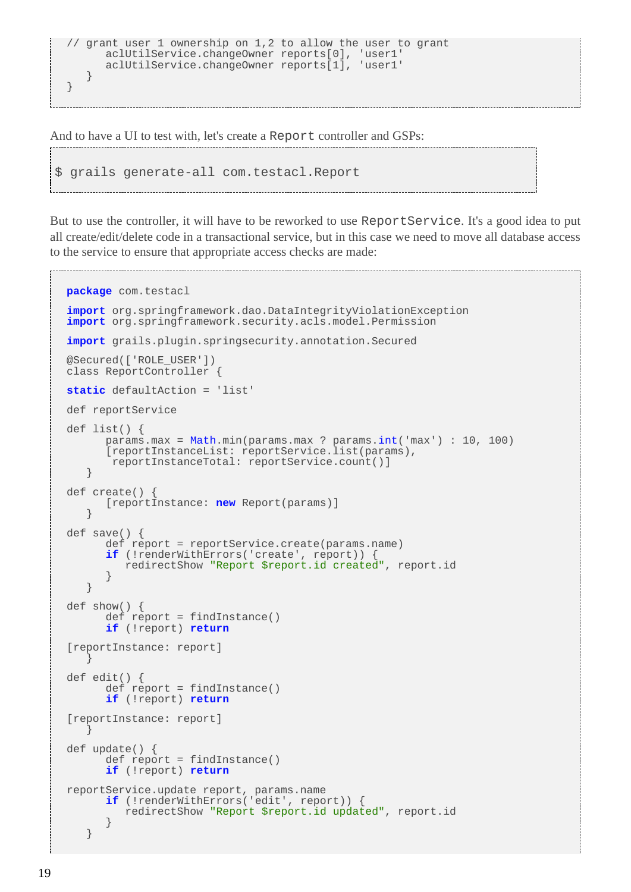```
      // grant user 1 ownership on 1,2 to allow the user to grant
            aclUtilService.changeOwner reports[0], 'user1'
            aclUtilService.changeOwner reports[1], 'user1'
      }
   }
```

And to have a UI to test with, let's create a `Report` controller and GSPs:

```
$ grails generate-all com.testacl.Report
```

But to use the controller, it will have to be reworked to use `ReportService`. It's a good idea to put all create/edit/delete code in a transactional service, but in this case we need to move all database access to the service to ensure that appropriate access checks are made:

```
package com.testacl

import org.springframework.dao.DataIntegrityViolationException
import org.springframework.security.acls.model.Permission

import grails.plugin.springsecurity.annotation.Secured

@Secured(['ROLE_USER'])
class ReportController {

static defaultAction = 'list'

def reportService

def list() {
      params.max = Math.min(params.max ? params.int('max') : 10, 100)
      [reportInstanceList: reportService.list(params),
       reportInstanceTotal: reportService.count()]
   }

def create() {
      [reportInstance: new Report(params)]
   }

def save() {
      def report = reportService.create(params.name)
      if (!renderWithErrors('create', report)) {
         redirectShow "Report $report.id created", report.id
      }
   }

def show() {
      def report = findInstance()
      if (!report) return

[reportInstance: report]
   }

def edit() {
      def report = findInstance()
      if (!report) return

[reportInstance: report]
   }

def update() {
      def report = findInstance()
      if (!report) return

reportService.update report, params.name
      if (!renderWithErrors('edit', report)) {
         redirectShow "Report $report.id updated", report.id
      }
   }
```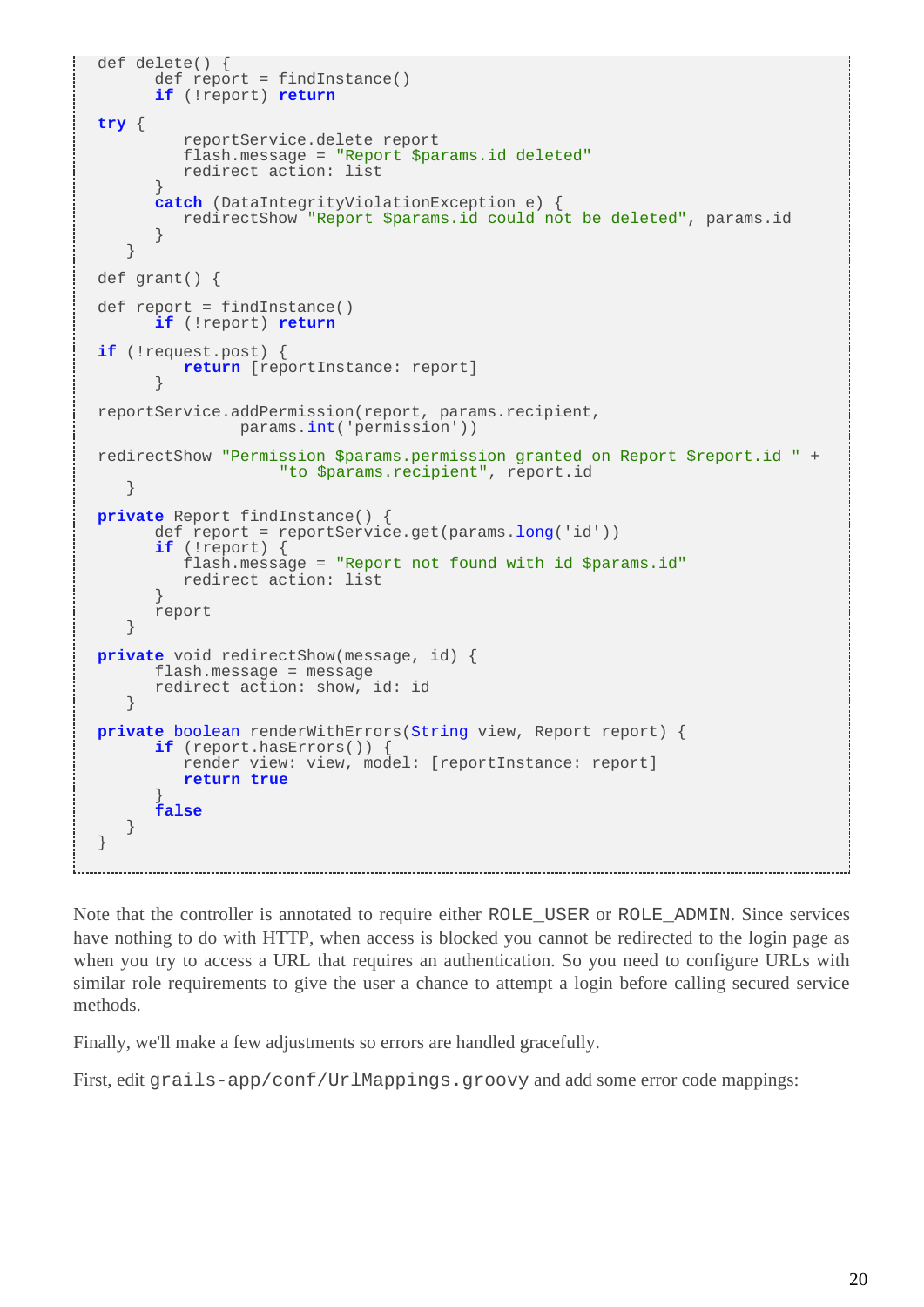```
def delete() {
      def report = findInstance()
      if (!report) return

try {
         reportService.delete report
         flash.message = "Report $params.id deleted"
         redirect action: list
      }
      catch (DataIntegrityViolationException e) {
         redirectShow "Report $params.id could not be deleted", params.id
      }
   }

def grant() {

def report = findInstance()
      if (!report) return

if (!request.post) {
         return [reportInstance: report]
      }

reportService.addPermission(report, params.recipient,
               params.int('permission'))

redirectShow "Permission $params.permission granted on Report $report.id " +
                  "to $params.recipient", report.id
   }

private Report findInstance() {
      def report = reportService.get(params.long('id'))
      if (!report) {
         flash.message = "Report not found with id $params.id"
         redirect action: list
      }
      report
   }

private void redirectShow(message, id) {
      flash.message = message
      redirect action: show, id: id
   }

private boolean renderWithErrors(String view, Report report) {
      if (report.hasErrors()) {
         render view: view, model: [reportInstance: report]
         return true
      }
      false
   }
}
```

Note that the controller is annotated to require either `ROLE_USER` or `ROLE_ADMIN`. Since services have nothing to do with HTTP, when access is blocked you cannot be redirected to the login page as when you try to access a URL that requires an authentication. So you need to configure URLs with similar role requirements to give the user a chance to attempt a login before calling secured service methods.

Finally, we'll make a few adjustments so errors are handled gracefully.

First, edit `grails-app/conf/UrlMappings.groovy` and add some error code mappings: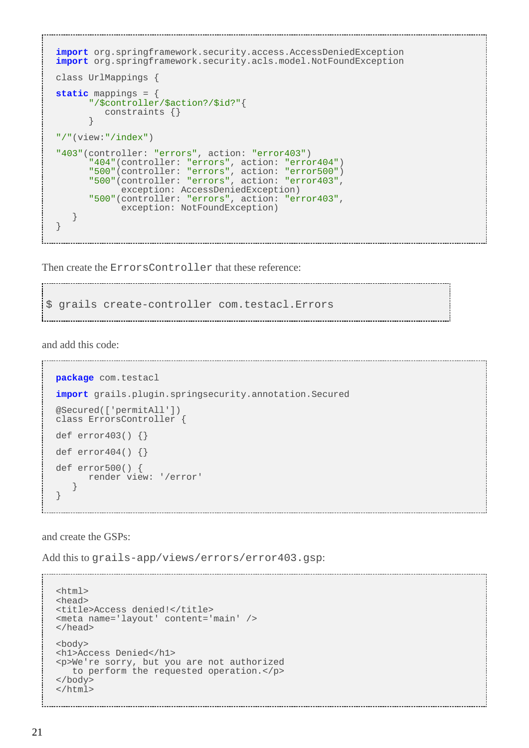```
import org.springframework.security.access.AccessDeniedException
import org.springframework.security.acls.model.NotFoundException

class UrlMappings {

static mappings = {
      "/$controller/$action?/$id?"{
         constraints {}
      }

"/"(view:"/index")

"403"(controller: "errors", action: "error403")
      "404"(controller: "errors", action: "error404")
      "500"(controller: "errors", action: "error500")
      "500"(controller: "errors", action: "error403",
            exception: AccessDeniedException)
      "500"(controller: "errors", action: "error403",
            exception: NotFoundException)
   }
}
```

Then create the `ErrorsController` that these reference:

```
$ grails create-controller com.testacl.Errors
```

and add this code:

```
package com.testacl

import grails.plugin.springsecurity.annotation.Secured

@Secured(['permitAll'])
class ErrorsController {

def error403() {}

def error404() {}

def error500() {
      render view: '/error'
   }
}
```

and create the GSPs:

Add this to `grails-app/views/errors/error403.gsp`:

```
<html>
<head>
<title>Access denied!</title>
<meta name='layout' content='main' />
</head>

<body>
<h1>Access Denied</h1>
<p>We're sorry, but you are not authorized
   to perform the requested operation.</p>
</body>
</html>
```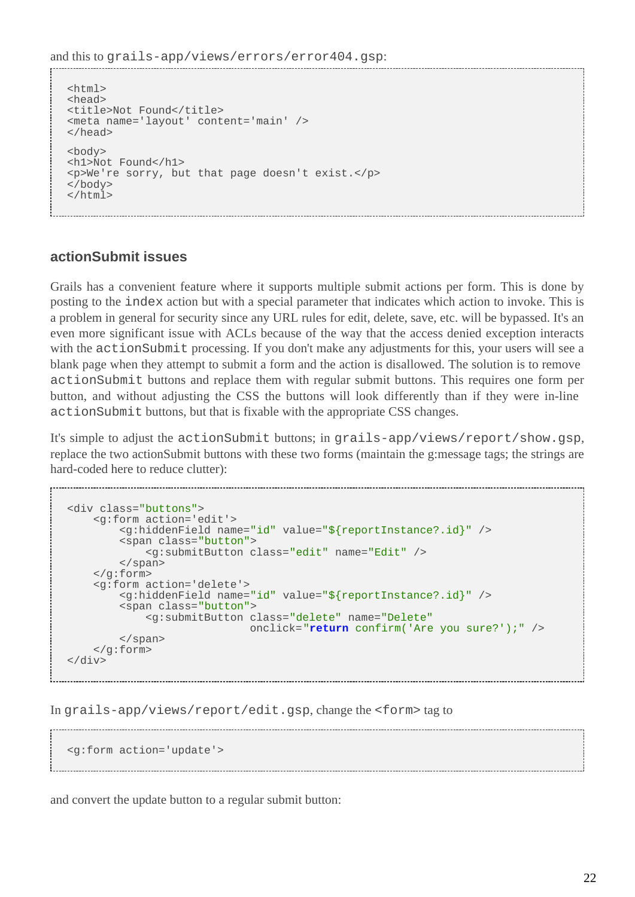and this to `grails-app/views/errors/error404.gsp`:

```
<html>
<head>
<title>Not Found</title>
<meta name='layout' content='main' />
</head>

<body>
<h1>Not Found</h1>
<p>We're sorry, but that page doesn't exist.</p>
</body>
</html>
```

### actionSubmit issues

Grails has a convenient feature where it supports multiple submit actions per form. This is done by posting to the `index` action but with a special parameter that indicates which action to invoke. This is a problem in general for security since any URL rules for edit, delete, save, etc. will be bypassed. It's an even more significant issue with ACLs because of the way that the access denied exception interacts with the `actionSubmit` processing. If you don't make any adjustments for this, your users will see a blank page when they attempt to submit a form and the action is disallowed. The solution is to remove `actionSubmit` buttons and replace them with regular submit buttons. This requires one form per button, and without adjusting the CSS the buttons will look differently than if they were in-line `actionSubmit` buttons, but that is fixable with the appropriate CSS changes.

It's simple to adjust the `actionSubmit` buttons; in `grails-app/views/report/show.gsp`, replace the two actionSubmit buttons with these two forms (maintain the g:message tags; the strings are hard-coded here to reduce clutter):

```
<div class="buttons">
    <g:form action='edit'>
        <g:hiddenField name="id" value="${reportInstance?.id}" />
        <span class="button">
            <g:submitButton class="edit" name="Edit" />
        </span>
    </g:form>
    <g:form action='delete'>
        <g:hiddenField name="id" value="${reportInstance?.id}" />
        <span class="button">
            <g:submitButton class="delete" name="Delete"
                            onclick="return confirm('Are you sure?');" />
        </span>
    </g:form>
</div>
```

In `grails-app/views/report/edit.gsp`, change the `<form>` tag to

```
<g:form action='update'>
```

and convert the update button to a regular submit button: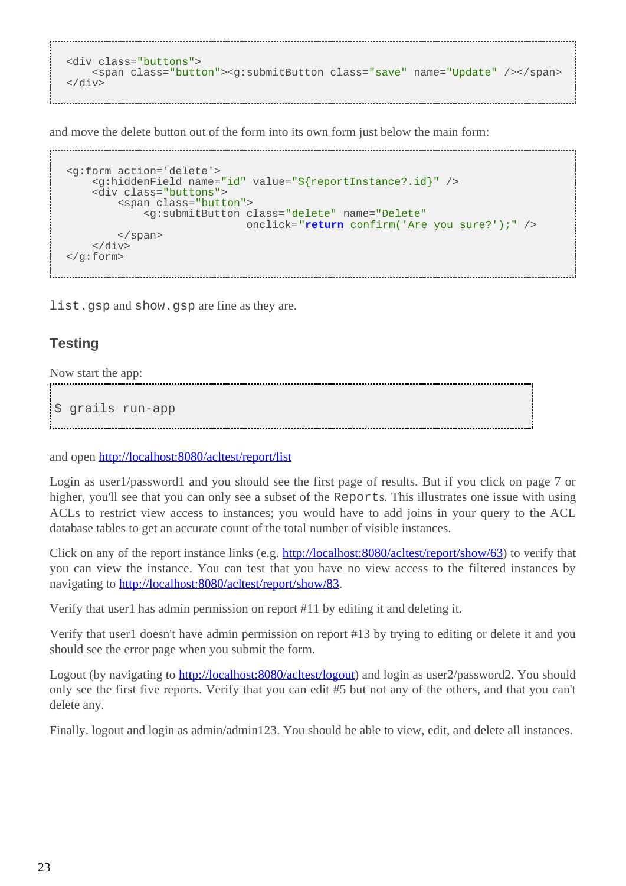```
<div class="buttons">
    <span class="button"><g:submitButton class="save" name="Update" /></span>
</div>
```

and move the delete button out of the form into its own form just below the main form:

```
<g:form action='delete'>
    <g:hiddenField name="id" value="${reportInstance?.id}" />
    <div class="buttons">
        <span class="button">
            <g:submitButton class="delete" name="Delete"
                            onclick="return confirm('Are you sure?');" />
        </span>
    </div>
</g:form>
```

`list.gsp` and `show.gsp` are fine as they are.

### Testing

Now start the app:

```
$ grails run-app
```

and open http://localhost:8080/acltest/report/list

Login as user1/password1 and you should see the first page of results. But if you click on page 7 or higher, you'll see that you can only see a subset of the `Report`s. This illustrates one issue with using ACLs to restrict view access to instances; you would have to add joins in your query to the ACL database tables to get an accurate count of the total number of visible instances.

Click on any of the report instance links (e.g. http://localhost:8080/acltest/report/show/63) to verify that you can view the instance. You can test that you have no view access to the filtered instances by navigating to http://localhost:8080/acltest/report/show/83.

Verify that user1 has admin permission on report #11 by editing it and deleting it.

Verify that user1 doesn't have admin permission on report #13 by trying to editing or delete it and you should see the error page when you submit the form.

Logout (by navigating to http://localhost:8080/acltest/logout) and login as user2/password2. You should only see the first five reports. Verify that you can edit #5 but not any of the others, and that you can't delete any.

Finally. logout and login as admin/admin123. You should be able to view, edit, and delete all instances.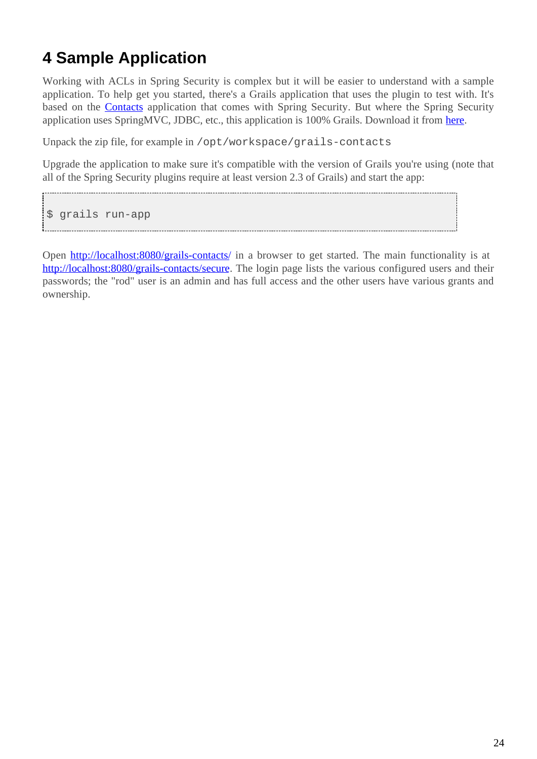# 4 Sample Application

Working with ACLs in Spring Security is complex but it will be easier to understand with a sample application. To help get you started, there's a Grails application that uses the plugin to test with. It's based on the Contacts application that comes with Spring Security. But where the Spring Security application uses SpringMVC, JDBC, etc., this application is 100% Grails. Download it from here.

Unpack the zip file, for example in `/opt/workspace/grails-contacts`

Upgrade the application to make sure it's compatible with the version of Grails you're using (note that all of the Spring Security plugins require at least version 2.3 of Grails) and start the app:

```
$ grails run-app
```

Open http://localhost:8080/grails-contacts/ in a browser to get started. The main functionality is at http://localhost:8080/grails-contacts/secure. The login page lists the various configured users and their passwords; the "rod" user is an admin and has full access and the other users have various grants and ownership.